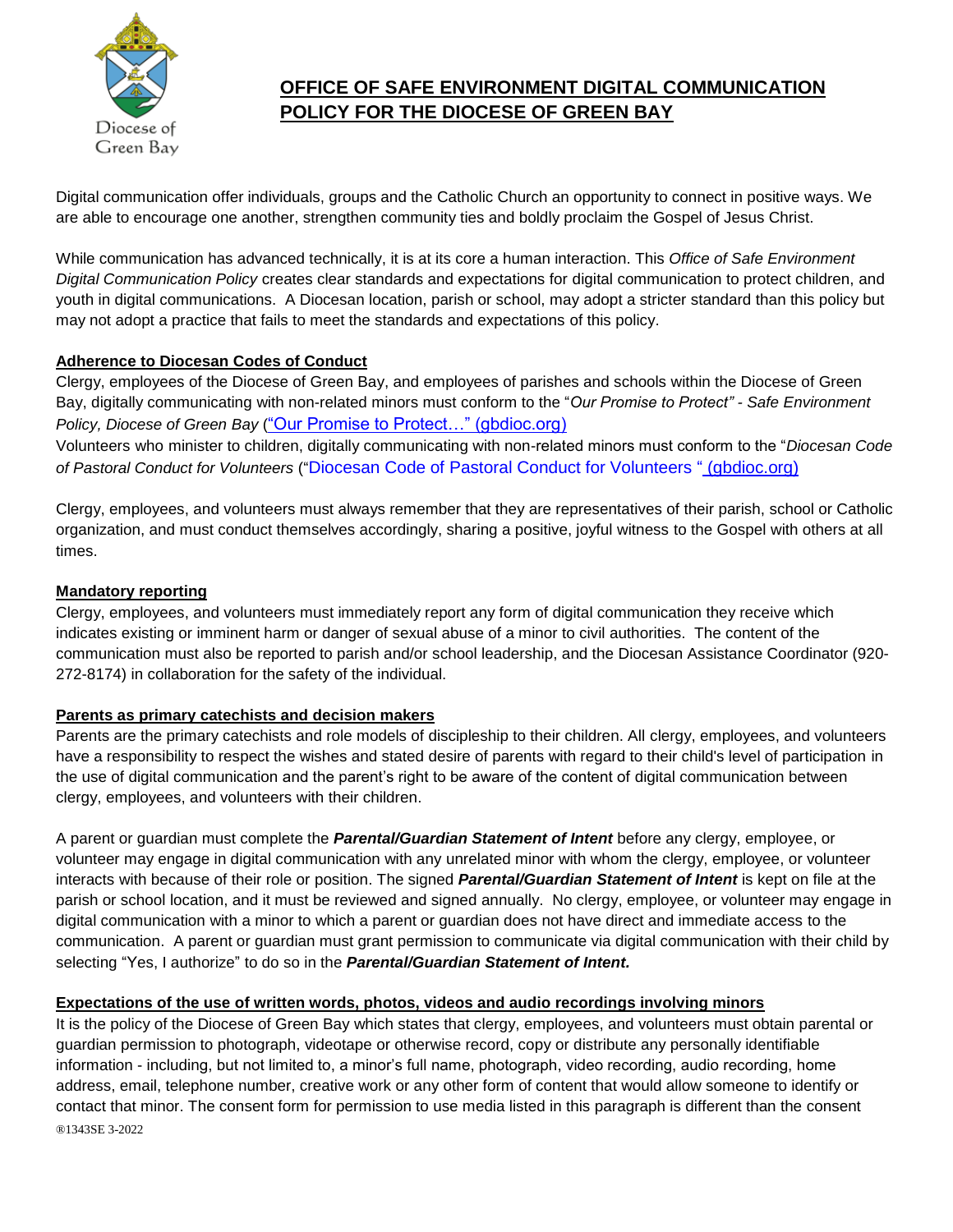# OFFICE OF SAFE ENVIRONMENT DIGITAL COMMUNICATION POLICY FOR THE DIOCESE OF GREEN BAY

Digital communication offer individuals, groups and the Catholic Church an opportunity to connect in positive ways. We are able to encourage one another, strengthen community ties and boldly proclaim the Gospel of Jesus Christ.

While communication has advanced technically, it is at its core a human interaction. This *Office of Safe Environment Digital Communication Policy* creates clear standards and expectations for digital communication to protect children, and youth in digital communications. A Diocesan location, parish or school, may adopt a stricter standard than this policy but may not adopt a practice that fails to meet the standards and expectations of this policy.

## Adherence to Diocesan Codes of Conduct

Clergy, employees of the Diocese of Green Bay, and employees of parishes and schools within the Diocese of Green Bay, digitally communicating with non-related minors must conform to the "*Our Promise to Protect" - Safe Environment Policy, Diocese of Green Bay* ("Our Promise to Protect…" (gbdioc.org)

Volunteers who minister to children, digitally communicating with non-related minors must conform to the "*Diocesan Code of Pastoral Conduct for Volunteers* ("Diocesan Code of Pastoral Conduct for Volunteers " (gbdioc.org)

Clergy, employees, and volunteers must always remember that they are representatives of their parish, school or Catholic organization, and must conduct themselves accordingly, sharing a positive, joyful witness to the Gospel with others at all times.

## Mandatory reporting

Clergy, employees, and volunteers must immediately report any form of digital communication they receive which indicates existing or imminent harm or danger of sexual abuse of a minor to civil authorities. The content of the communication must also be reported to parish and/or school leadership, and the Diocesan Assistance Coordinator (920-272-8174) in collaboration for the safety of the individual.

## Parents as primary catechists and decision makers

Parents are the primary catechists and role models of discipleship to their children. All clergy, employees, and volunteers have a responsibility to respect the wishes and stated desire of parents with regard to their child's level of participation in the use of digital communication and the parent's right to be aware of the content of digital communication between clergy, employees, and volunteers with their children.

A parent or guardian must complete the ***Parental/Guardian Statement of Intent*** before any clergy, employee, or volunteer may engage in digital communication with any unrelated minor with whom the clergy, employee, or volunteer interacts with because of their role or position. The signed ***Parental/Guardian Statement of Intent*** is kept on file at the parish or school location, and it must be reviewed and signed annually. No clergy, employee, or volunteer may engage in digital communication with a minor to which a parent or guardian does not have direct and immediate access to the communication. A parent or guardian must grant permission to communicate via digital communication with their child by selecting "Yes, I authorize" to do so in the ***Parental/Guardian Statement of Intent.***

## Expectations of the use of written words, photos, videos and audio recordings involving minors

It is the policy of the Diocese of Green Bay which states that clergy, employees, and volunteers must obtain parental or guardian permission to photograph, videotape or otherwise record, copy or distribute any personally identifiable information - including, but not limited to, a minor's full name, photograph, video recording, audio recording, home address, email, telephone number, creative work or any other form of content that would allow someone to identify or contact that minor. The consent form for permission to use media listed in this paragraph is different than the consent

®1343SE 3-2022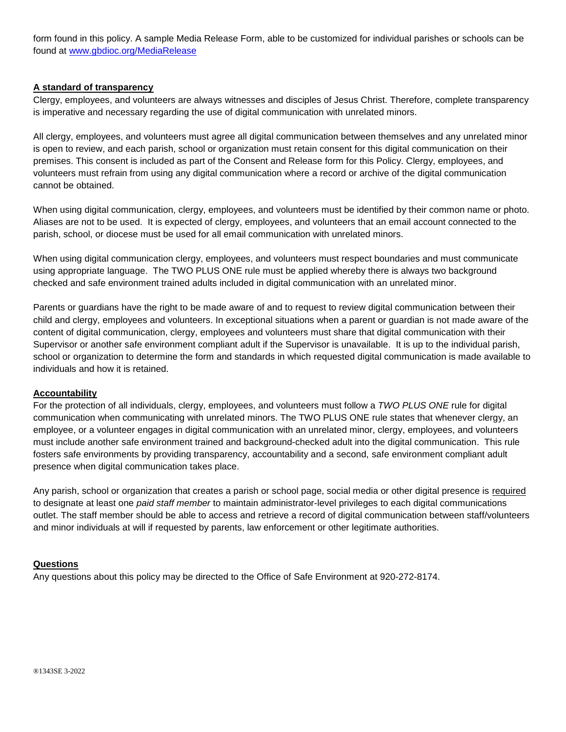form found in this policy. A sample Media Release Form, able to be customized for individual parishes or schools can be found at [www.gbdioc.org/MediaRelease](www.gbdioc.org/MediaRelease)

## A standard of transparency

Clergy, employees, and volunteers are always witnesses and disciples of Jesus Christ. Therefore, complete transparency is imperative and necessary regarding the use of digital communication with unrelated minors.

All clergy, employees, and volunteers must agree all digital communication between themselves and any unrelated minor is open to review, and each parish, school or organization must retain consent for this digital communication on their premises. This consent is included as part of the Consent and Release form for this Policy. Clergy, employees, and volunteers must refrain from using any digital communication where a record or archive of the digital communication cannot be obtained.

When using digital communication, clergy, employees, and volunteers must be identified by their common name or photo. Aliases are not to be used. It is expected of clergy, employees, and volunteers that an email account connected to the parish, school, or diocese must be used for all email communication with unrelated minors.

When using digital communication clergy, employees, and volunteers must respect boundaries and must communicate using appropriate language. The TWO PLUS ONE rule must be applied whereby there is always two background checked and safe environment trained adults included in digital communication with an unrelated minor.

Parents or guardians have the right to be made aware of and to request to review digital communication between their child and clergy, employees and volunteers. In exceptional situations when a parent or guardian is not made aware of the content of digital communication, clergy, employees and volunteers must share that digital communication with their Supervisor or another safe environment compliant adult if the Supervisor is unavailable. It is up to the individual parish, school or organization to determine the form and standards in which requested digital communication is made available to individuals and how it is retained.

## Accountability

For the protection of all individuals, clergy, employees, and volunteers must follow a *TWO PLUS ONE* rule for digital communication when communicating with unrelated minors. The TWO PLUS ONE rule states that whenever clergy, an employee, or a volunteer engages in digital communication with an unrelated minor, clergy, employees, and volunteers must include another safe environment trained and background-checked adult into the digital communication. This rule fosters safe environments by providing transparency, accountability and a second, safe environment compliant adult presence when digital communication takes place.

Any parish, school or organization that creates a parish or school page, social media or other digital presence is required to designate at least one *paid staff member* to maintain administrator-level privileges to each digital communications outlet. The staff member should be able to access and retrieve a record of digital communication between staff/volunteers and minor individuals at will if requested by parents, law enforcement or other legitimate authorities.

## Questions

Any questions about this policy may be directed to the Office of Safe Environment at 920-272-8174.

®1343SE 3-2022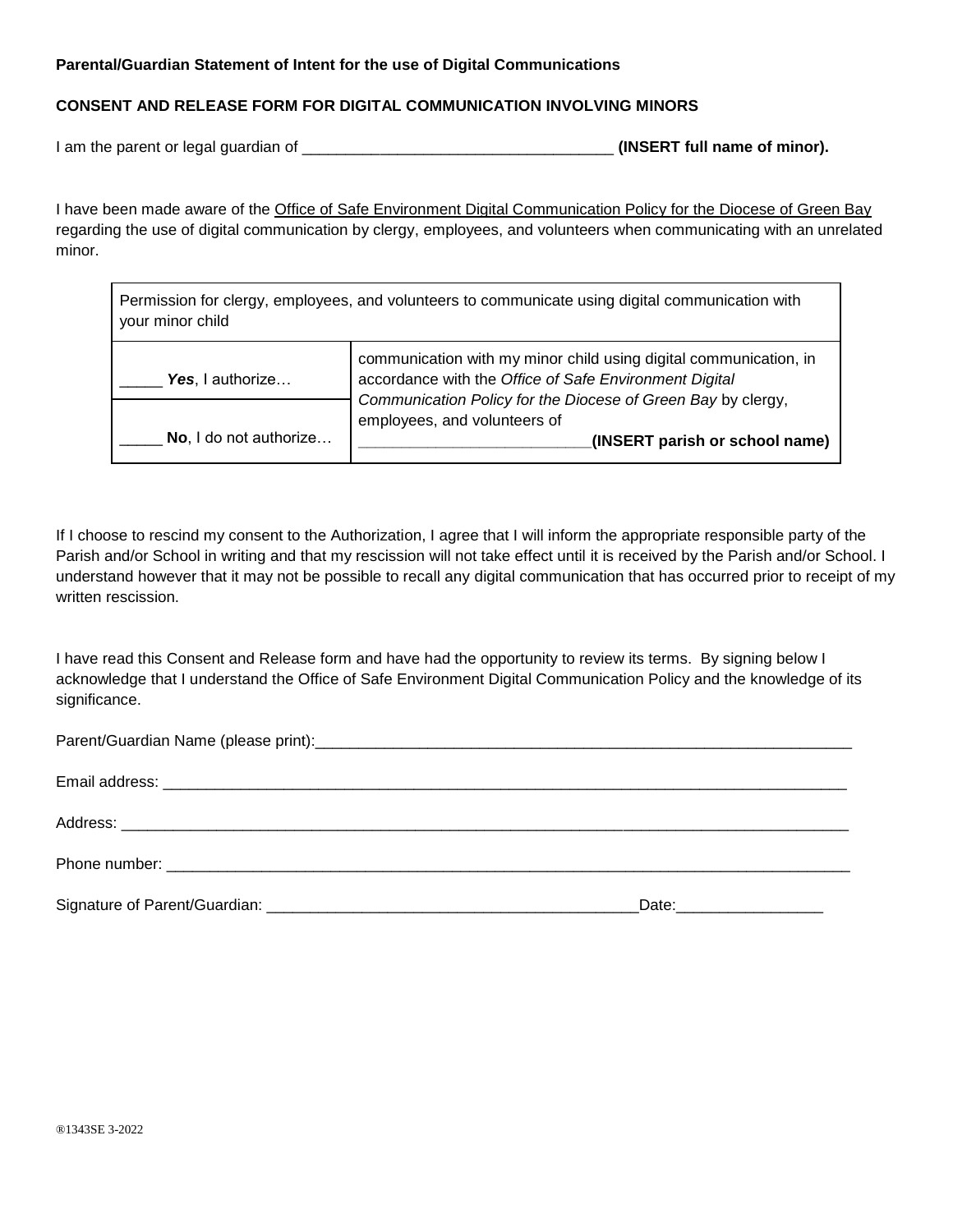**Parental/Guardian Statement of Intent for the use of Digital Communications**

**CONSENT AND RELEASE FORM FOR DIGITAL COMMUNICATION INVOLVING MINORS**

I am the parent or legal guardian of ____________________________________ **(INSERT full name of minor).**

I have been made aware of the Office of Safe Environment Digital Communication Policy for the Diocese of Green Bay regarding the use of digital communication by clergy, employees, and volunteers when communicating with an unrelated minor.

| Permission for clergy, employees, and volunteers to communicate using digital communication with your minor child | |
|---|---|
| _____ ***Yes***, I authorize… | communication with my minor child using digital communication, in accordance with the *Office of Safe Environment Digital Communication Policy for the Diocese of Green Bay* by clergy, employees, and volunteers of __________________________**(INSERT parish or school name)** |
| _____ **No**, I do not authorize… | |

If I choose to rescind my consent to the Authorization, I agree that I will inform the appropriate responsible party of the Parish and/or School in writing and that my rescission will not take effect until it is received by the Parish and/or School. I understand however that it may not be possible to recall any digital communication that has occurred prior to receipt of my written rescission.

I have read this Consent and Release form and have had the opportunity to review its terms. By signing below I acknowledge that I understand the Office of Safe Environment Digital Communication Policy and the knowledge of its significance.

Parent/Guardian Name (please print):_________________________________________________________________

Email address: _________________________________________________________________________________

Address: ______________________________________________________________________________________

Phone number: _________________________________________________________________________________

Signature of Parent/Guardian: ____________________________________________Date:_________________

®1343SE 3-2022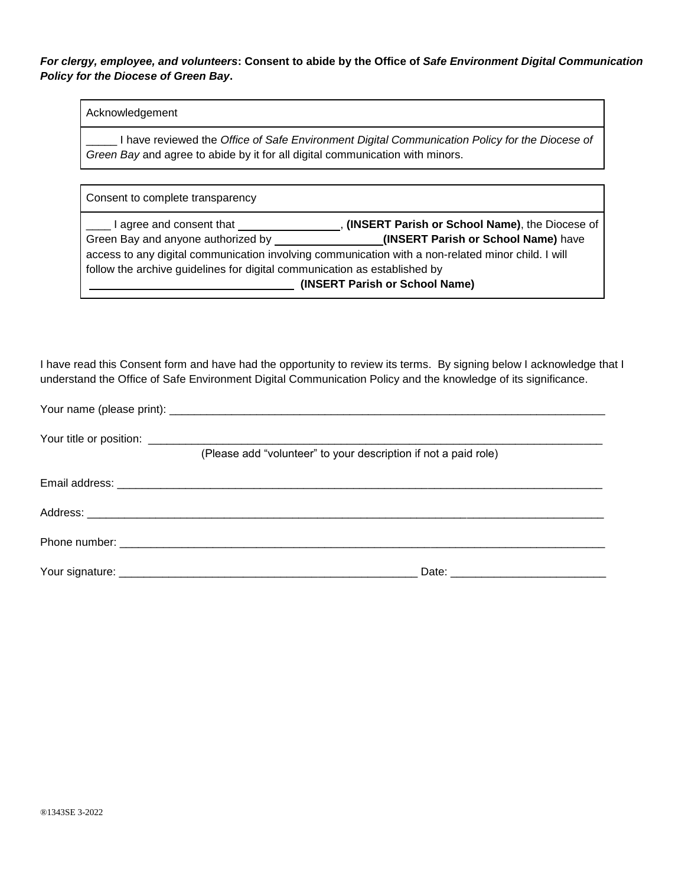***For clergy, employee, and volunteers*: Consent to abide by the Office of *Safe Environment Digital Communication Policy for the Diocese of Green Bay*.**

| Acknowledgement |
| --- |
| _____ I have reviewed the *Office of Safe Environment Digital Communication Policy for the Diocese of Green Bay* and agree to abide by it for all digital communication with minors. |

| Consent to complete transparency |
| --- |
| ____ I agree and consent that ________________, **(INSERT Parish or School Name)**, the Diocese of Green Bay and anyone authorized by _________________**(INSERT Parish or School Name)** have access to any digital communication involving communication with a non-related minor child. I will follow the archive guidelines for digital communication as established by _________________________________ **(INSERT Parish or School Name)** |

I have read this Consent form and have had the opportunity to review its terms. By signing below I acknowledge that I understand the Office of Safe Environment Digital Communication Policy and the knowledge of its significance.

Your name (please print): ___________________________________________________________________________

Your title or position: ___________________________________________________________________________
(Please add "volunteer" to your description if not a paid role)

Email address: ___________________________________________________________________________________

Address: ________________________________________________________________________________________

Phone number: ___________________________________________________________________________________

Your signature: __________________________________________________ Date: _________________________

®1343SE 3-2022